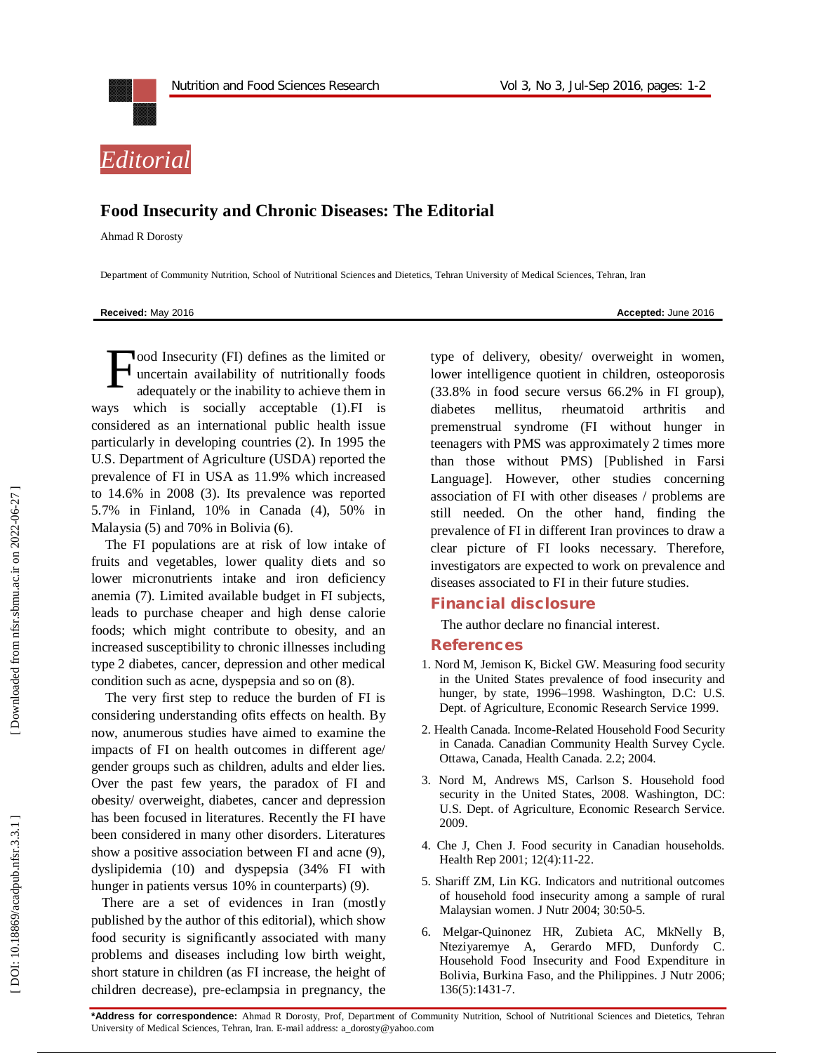*Editorial*

# Food Insecurity and Chronic Diseases: The Editorial

Ahmad R Dorosty

Department of Community Nutrition, School of Nutritional Sciences and Dietetics, Tehran University of Medical Sciences, Tehran, Iran

**Received:** May 2016 **Accepted:** June 2016

Food Insecurity (FI) defines as the limited or uncertain availability of nutritionally foods adequately or the inability to achieve them in ways which is socially acceptable (1).FI is considered as an international public health issue particularly in developing countries (2). In 1995 the U.S. Department of Agriculture (USDA) reported the prevalence of FI in USA as 11.9% which increased to 14.6% in 2008 (3). Its prevalence was reported 5.7% in Finland, 10% in Canada (4), 50% in Malaysia (5) and 70% in Bolivia (6).

The FI populations are at risk of low intake of fruits and vegetables, lower quality diets and so lower micronutrients intake and iron deficiency anemia (7). Limited available budget in FI subjects, leads to purchase cheaper and high dense calorie foods; which might contribute to obesity, and an increased susceptibility to chronic illnesses including type 2 diabetes, cancer, depression and other medical condition such as acne, dyspepsia and so on (8).

The very first step to reduce the burden of FI is considering understanding ofits effects on health. By now, anumerous studies have aimed to examine the impacts of FI on health outcomes in different age/ gender groups such as children, adults and elder lies. Over the past few years, the paradox of FI and obesity/ overweight, diabetes, cancer and depression has been focused in literatures. Recently the FI have been considered in many other disorders. Literatures show a positive association between FI and acne (9), dyslipidemia (10) and dyspepsia (34% FI with hunger in patients versus 10% in counterparts) (9).

There are a set of evidences in Iran (mostly published by the author of this editorial), which show food security is significantly associated with many problems and diseases including low birth weight, short stature in children (as FI increase, the height of children decrease), pre-eclampsia in pregnancy, the type of delivery, obesity/ overweight in women, lower intelligence quotient in children, osteoporosis (33.8% in food secure versus 66.2% in FI group), diabetes mellitus, rheumatoid arthritis and premenstrual syndrome (FI without hunger in teenagers with PMS was approximately 2 times more than those without PMS) [Published in Farsi Language]. However, other studies concerning association of FI with other diseases / problems are still needed. On the other hand, finding the prevalence of FI in different Iran provinces to draw a clear picture of FI looks necessary. Therefore, investigators are expected to work on prevalence and diseases associated to FI in their future studies.

## Financial disclosure

The author declare no financial interest.

## References

1. Nord M, Jemison K, Bickel GW. Measuring food security in the United States prevalence of food insecurity and hunger, by state, 1996–1998. Washington, D.C: U.S. Dept. of Agriculture, Economic Research Service 1999.
2. Health Canada. Income-Related Household Food Security in Canada. Canadian Community Health Survey Cycle. Ottawa, Canada, Health Canada. 2.2; 2004.
3. Nord M, Andrews MS, Carlson S. Household food security in the United States, 2008. Washington, DC: U.S. Dept. of Agriculture, Economic Research Service. 2009.
4. Che J, Chen J. Food security in Canadian households. Health Rep 2001; 12(4):11-22.
5. Shariff ZM, Lin KG. Indicators and nutritional outcomes of household food insecurity among a sample of rural Malaysian women. J Nutr 2004; 30:50-5.
6. Melgar-Quinonez HR, Zubieta AC, MkNelly B, Nteziyaremye A, Gerardo MFD, Dunfordy C. Household Food Insecurity and Food Expenditure in Bolivia, Burkina Faso, and the Philippines. J Nutr 2006; 136(5):1431-7.

**\*Address for correspondence:** Ahmad R Dorosty, Prof, Department of Community Nutrition, School of Nutritional Sciences and Dietetics, Tehran University of Medical Sciences, Tehran, Iran. E-mail address: a_dorosty@yahoo.com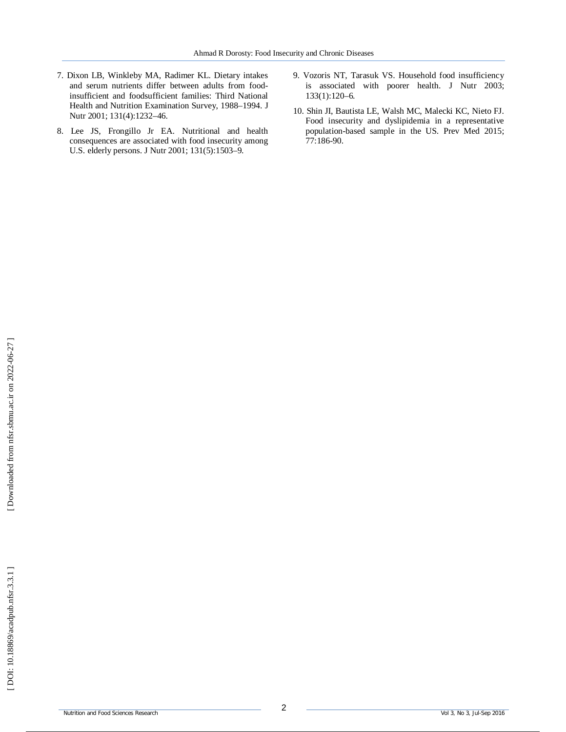7. Dixon LB, Winkleby MA, Radimer KL. Dietary intakes and serum nutrients differ between adults from food-insufficient and foodsufficient families: Third National Health and Nutrition Examination Survey, 1988–1994. J Nutr 2001; 131(4):1232–46.

8. Lee JS, Frongillo Jr EA. Nutritional and health consequences are associated with food insecurity among U.S. elderly persons. J Nutr 2001; 131(5):1503–9.

9. Vozoris NT, Tarasuk VS. Household food insufficiency is associated with poorer health. J Nutr 2003; 133(1):120–6.

10. Shin JI, Bautista LE, Walsh MC, Malecki KC, Nieto FJ. Food insecurity and dyslipidemia in a representative population-based sample in the US. Prev Med 2015; 77:186-90.